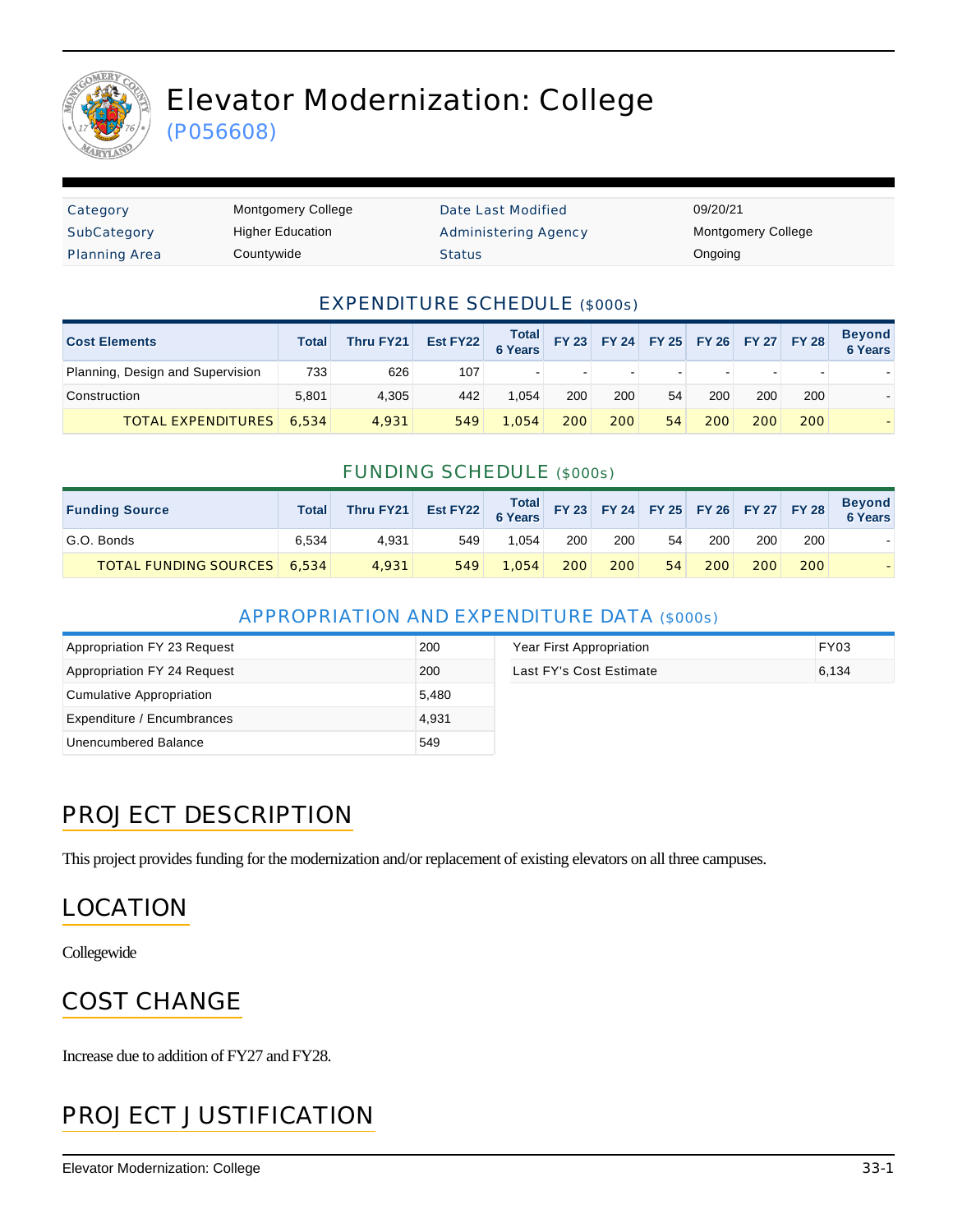# Elevator Modernization: College

(P056608)

| Category | Montgomery College | Date Last Modified | 09/20/21 |
|---|---|---|---|
| SubCategory | Higher Education | Administering Agency | Montgomery College |
| Planning Area | Countywide | Status | Ongoing |

## EXPENDITURE SCHEDULE ($000s)

| Cost Elements | Total | Thru FY21 | Est FY22 | Total 6 Years | FY 23 | FY 24 | FY 25 | FY 26 | FY 27 | FY 28 | Beyond 6 Years |
|---|---|---|---|---|---|---|---|---|---|---|---|
| Planning, Design and Supervision | 733 | 626 | 107 | - | - | - | - | - | - | - | - |
| Construction | 5,801 | 4,305 | 442 | 1,054 | 200 | 200 | 54 | 200 | 200 | 200 | - |
| TOTAL EXPENDITURES | 6,534 | 4,931 | 549 | 1,054 | 200 | 200 | 54 | 200 | 200 | 200 | - |

## FUNDING SCHEDULE ($000s)

| Funding Source | Total | Thru FY21 | Est FY22 | Total 6 Years | FY 23 | FY 24 | FY 25 | FY 26 | FY 27 | FY 28 | Beyond 6 Years |
|---|---|---|---|---|---|---|---|---|---|---|---|
| G.O. Bonds | 6,534 | 4,931 | 549 | 1,054 | 200 | 200 | 54 | 200 | 200 | 200 | - |
| TOTAL FUNDING SOURCES | 6,534 | 4,931 | 549 | 1,054 | 200 | 200 | 54 | 200 | 200 | 200 | - |

## APPROPRIATION AND EXPENDITURE DATA ($000s)

| | |
|---|---|
| Appropriation FY 23 Request | 200 |
| Appropriation FY 24 Request | 200 |
| Cumulative Appropriation | 5,480 |
| Expenditure / Encumbrances | 4,931 |
| Unencumbered Balance | 549 |

| | |
|---|---|
| Year First Appropriation | FY03 |
| Last FY's Cost Estimate | 6,134 |

## PROJECT DESCRIPTION

This project provides funding for the modernization and/or replacement of existing elevators on all three campuses.

## LOCATION

Collegewide

## COST CHANGE

Increase due to addition of FY27 and FY28.

## PROJECT JUSTIFICATION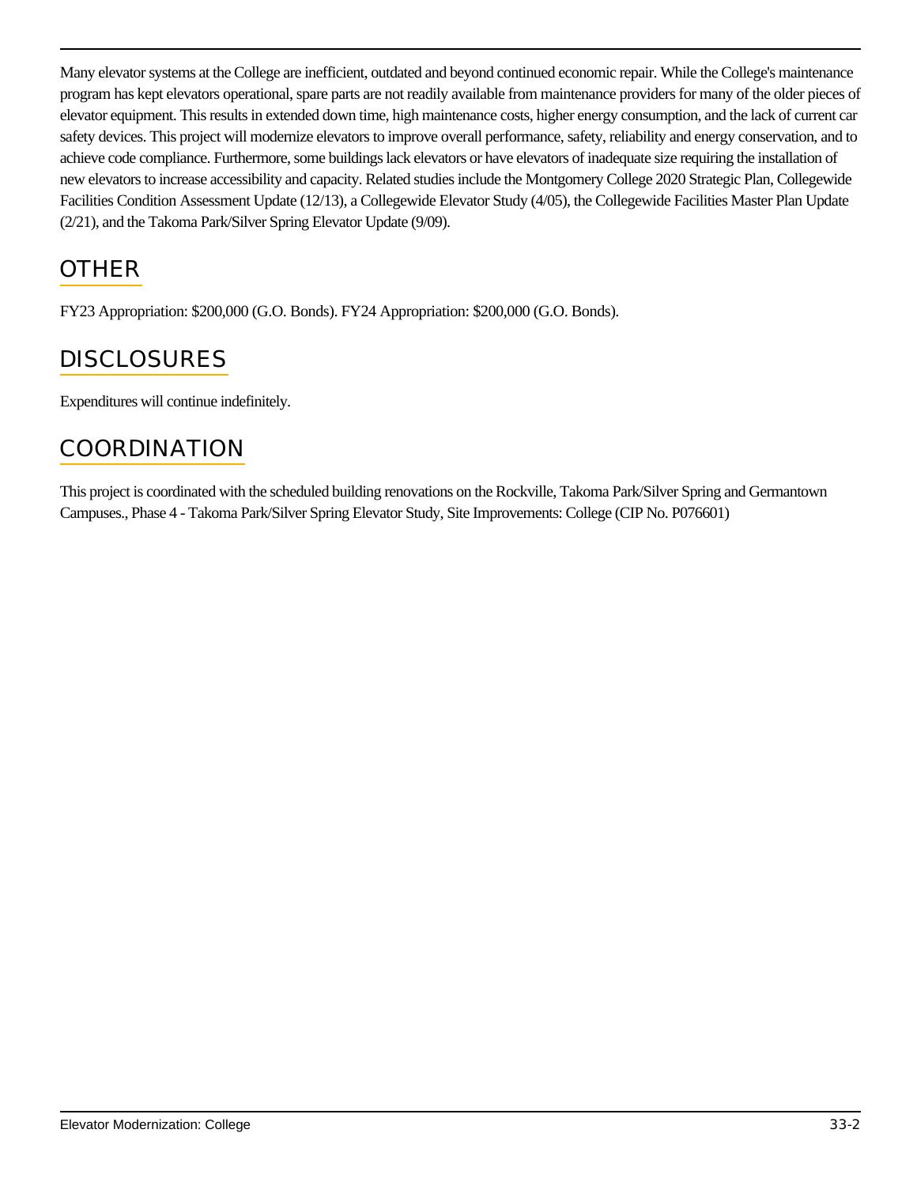Many elevator systems at the College are inefficient, outdated and beyond continued economic repair. While the College's maintenance program has kept elevators operational, spare parts are not readily available from maintenance providers for many of the older pieces of elevator equipment. This results in extended down time, high maintenance costs, higher energy consumption, and the lack of current car safety devices. This project will modernize elevators to improve overall performance, safety, reliability and energy conservation, and to achieve code compliance. Furthermore, some buildings lack elevators or have elevators of inadequate size requiring the installation of new elevators to increase accessibility and capacity. Related studies include the Montgomery College 2020 Strategic Plan, Collegewide Facilities Condition Assessment Update (12/13), a Collegewide Elevator Study (4/05), the Collegewide Facilities Master Plan Update (2/21), and the Takoma Park/Silver Spring Elevator Update (9/09).

## OTHER

FY23 Appropriation: $200,000 (G.O. Bonds). FY24 Appropriation: $200,000 (G.O. Bonds).

## DISCLOSURES

Expenditures will continue indefinitely.

## COORDINATION

This project is coordinated with the scheduled building renovations on the Rockville, Takoma Park/Silver Spring and Germantown Campuses., Phase 4 - Takoma Park/Silver Spring Elevator Study, Site Improvements: College (CIP No. P076601)